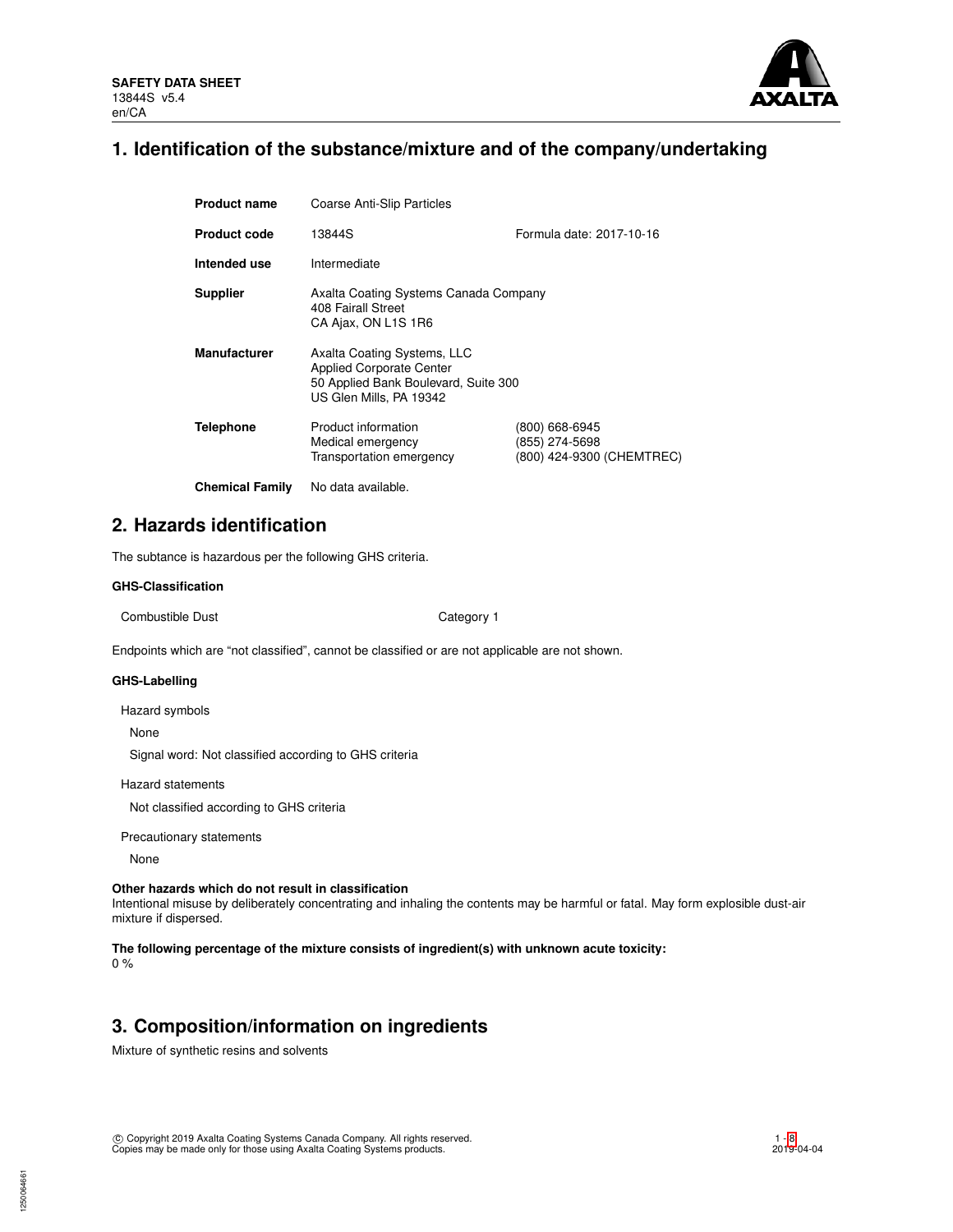**SAFETY DATA SHEET**
13844S v5.4
en/CA

# 1. Identification of the substance/mixture and of the company/undertaking

| | | |
|---|---|---|
| **Product name** | Coarse Anti-Slip Particles | |
| **Product code** | 13844S | Formula date: 2017-10-16 |
| **Intended use** | Intermediate | |
| **Supplier** | Axalta Coating Systems Canada Company<br>408 Fairall Street<br>CA Ajax, ON L1S 1R6 | |
| **Manufacturer** | Axalta Coating Systems, LLC<br>Applied Corporate Center<br>50 Applied Bank Boulevard, Suite 300<br>US Glen Mills, PA 19342 | |
| **Telephone** | Product information<br>Medical emergency<br>Transportation emergency | (800) 668-6945<br>(855) 274-5698<br>(800) 424-9300 (CHEMTREC) |
| **Chemical Family** | No data available. | |

# 2. Hazards identification

The subtance is hazardous per the following GHS criteria.

**GHS-Classification**

| | |
|---|---|
| Combustible Dust | Category 1 |

Endpoints which are “not classified”, cannot be classified or are not applicable are not shown.

**GHS-Labelling**

Hazard symbols

None

Signal word: Not classified according to GHS criteria

Hazard statements

Not classified according to GHS criteria

Precautionary statements

None

**Other hazards which do not result in classification**
Intentional misuse by deliberately concentrating and inhaling the contents may be harmful or fatal. May form explosible dust-air mixture if dispersed.

**The following percentage of the mixture consists of ingredient(s) with unknown acute toxicity:**
0 %

# 3. Composition/information on ingredients

Mixture of synthetic resins and solvents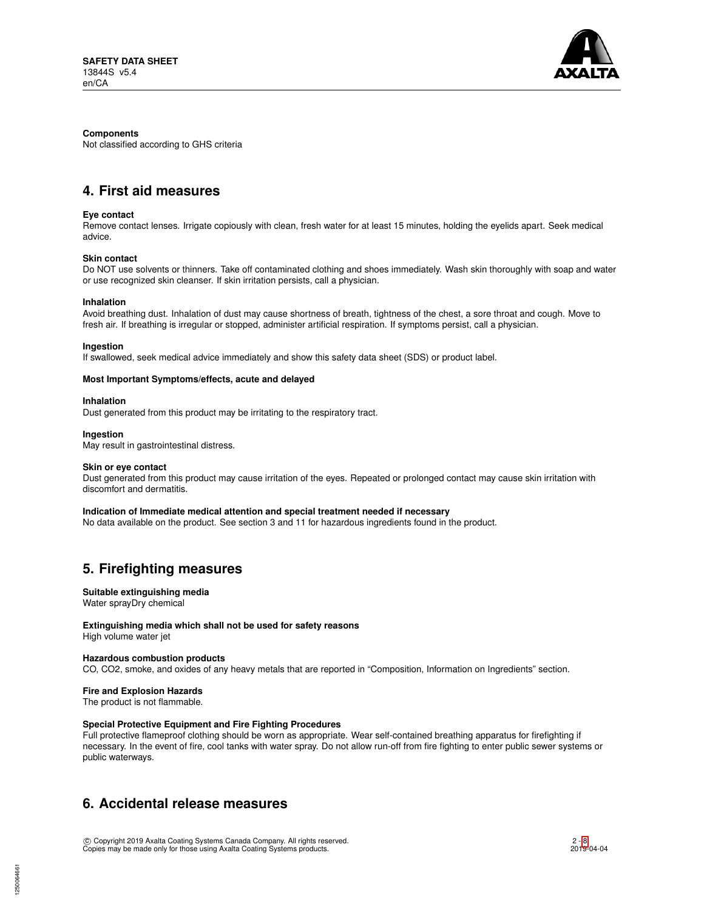**Components**

Not classified according to GHS criteria

## 4. First aid measures

**Eye contact**

Remove contact lenses. Irrigate copiously with clean, fresh water for at least 15 minutes, holding the eyelids apart. Seek medical advice.

**Skin contact**

Do NOT use solvents or thinners. Take off contaminated clothing and shoes immediately. Wash skin thoroughly with soap and water or use recognized skin cleanser. If skin irritation persists, call a physician.

**Inhalation**

Avoid breathing dust. Inhalation of dust may cause shortness of breath, tightness of the chest, a sore throat and cough. Move to fresh air. If breathing is irregular or stopped, administer artificial respiration. If symptoms persist, call a physician.

**Ingestion**

If swallowed, seek medical advice immediately and show this safety data sheet (SDS) or product label.

**Most Important Symptoms/effects, acute and delayed**

**Inhalation**

Dust generated from this product may be irritating to the respiratory tract.

**Ingestion**

May result in gastrointestinal distress.

**Skin or eye contact**

Dust generated from this product may cause irritation of the eyes. Repeated or prolonged contact may cause skin irritation with discomfort and dermatitis.

**Indication of Immediate medical attention and special treatment needed if necessary**

No data available on the product. See section 3 and 11 for hazardous ingredients found in the product.

## 5. Firefighting measures

**Suitable extinguishing media**

Water sprayDry chemical

**Extinguishing media which shall not be used for safety reasons**

High volume water jet

**Hazardous combustion products**

CO, $CO_2$, smoke, and oxides of any heavy metals that are reported in “Composition, Information on Ingredients” section.

**Fire and Explosion Hazards**

The product is not flammable.

**Special Protective Equipment and Fire Fighting Procedures**

Full protective flameproof clothing should be worn as appropriate. Wear self-contained breathing apparatus for firefighting if necessary. In the event of fire, cool tanks with water spray. Do not allow run-off from fire fighting to enter public sewer systems or public waterways.

## 6. Accidental release measures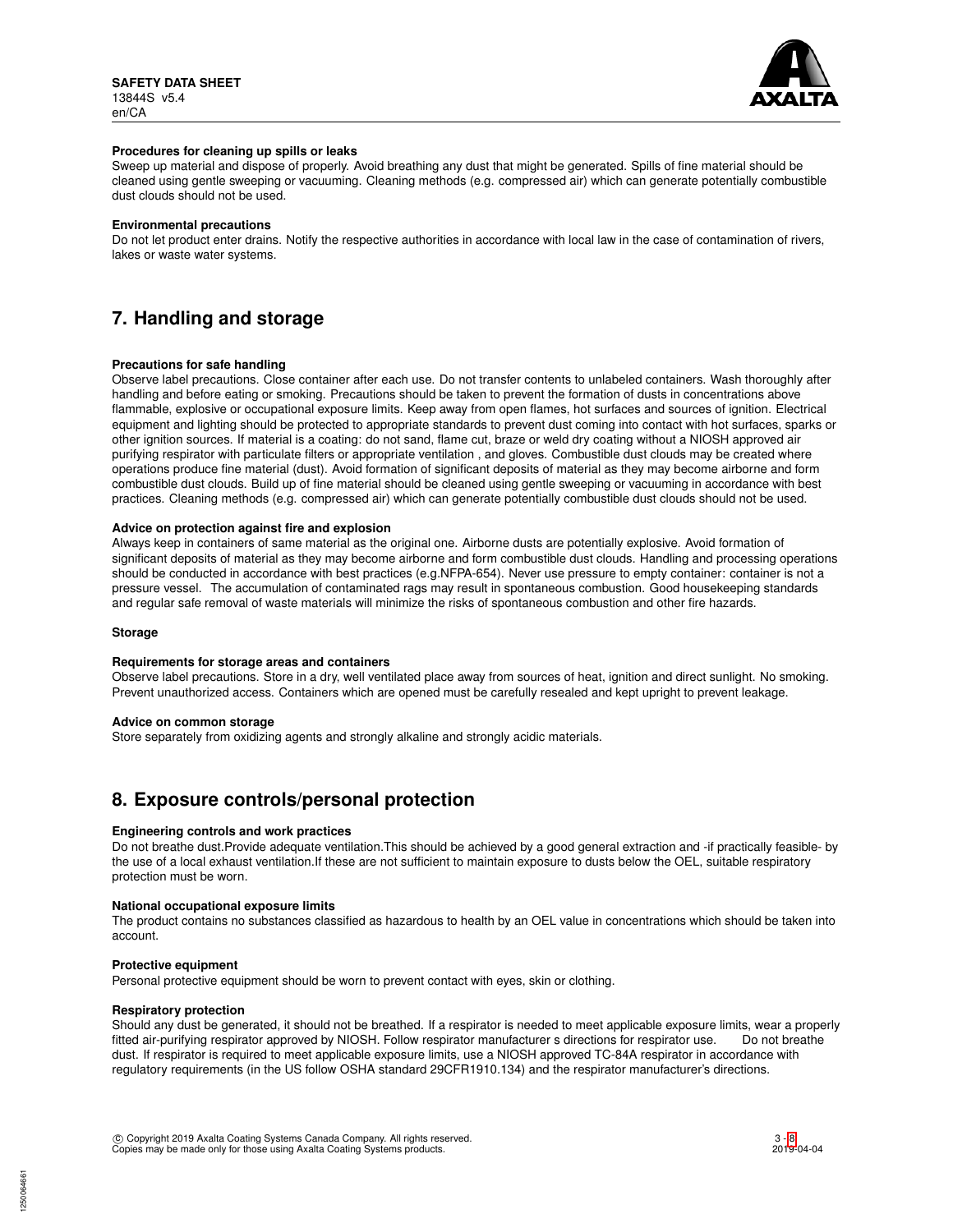**Procedures for cleaning up spills or leaks**

Sweep up material and dispose of properly. Avoid breathing any dust that might be generated. Spills of fine material should be cleaned using gentle sweeping or vacuuming. Cleaning methods (e.g. compressed air) which can generate potentially combustible dust clouds should not be used.

**Environmental precautions**

Do not let product enter drains. Notify the respective authorities in accordance with local law in the case of contamination of rivers, lakes or waste water systems.

# 7. Handling and storage

**Precautions for safe handling**

Observe label precautions. Close container after each use. Do not transfer contents to unlabeled containers. Wash thoroughly after handling and before eating or smoking. Precautions should be taken to prevent the formation of dusts in concentrations above flammable, explosive or occupational exposure limits. Keep away from open flames, hot surfaces and sources of ignition. Electrical equipment and lighting should be protected to appropriate standards to prevent dust coming into contact with hot surfaces, sparks or other ignition sources. If material is a coating: do not sand, flame cut, braze or weld dry coating without a NIOSH approved air purifying respirator with particulate filters or appropriate ventilation , and gloves. Combustible dust clouds may be created where operations produce fine material (dust). Avoid formation of significant deposits of material as they may become airborne and form combustible dust clouds. Build up of fine material should be cleaned using gentle sweeping or vacuuming in accordance with best practices. Cleaning methods (e.g. compressed air) which can generate potentially combustible dust clouds should not be used.

**Advice on protection against fire and explosion**

Always keep in containers of same material as the original one. Airborne dusts are potentially explosive. Avoid formation of significant deposits of material as they may become airborne and form combustible dust clouds. Handling and processing operations should be conducted in accordance with best practices (e.g.NFPA-654). Never use pressure to empty container: container is not a pressure vessel. The accumulation of contaminated rags may result in spontaneous combustion. Good housekeeping standards and regular safe removal of waste materials will minimize the risks of spontaneous combustion and other fire hazards.

**Storage**

**Requirements for storage areas and containers**

Observe label precautions. Store in a dry, well ventilated place away from sources of heat, ignition and direct sunlight. No smoking. Prevent unauthorized access. Containers which are opened must be carefully resealed and kept upright to prevent leakage.

**Advice on common storage**

Store separately from oxidizing agents and strongly alkaline and strongly acidic materials.

# 8. Exposure controls/personal protection

**Engineering controls and work practices**

Do not breathe dust.Provide adequate ventilation.This should be achieved by a good general extraction and -if practically feasible- by the use of a local exhaust ventilation.If these are not sufficient to maintain exposure to dusts below the OEL, suitable respiratory protection must be worn.

**National occupational exposure limits**

The product contains no substances classified as hazardous to health by an OEL value in concentrations which should be taken into account.

**Protective equipment**

Personal protective equipment should be worn to prevent contact with eyes, skin or clothing.

**Respiratory protection**

Should any dust be generated, it should not be breathed. If a respirator is needed to meet applicable exposure limits, wear a properly fitted air-purifying respirator approved by NIOSH. Follow respirator manufacturer s directions for respirator use. Do not breathe dust. If respirator is required to meet applicable exposure limits, use a NIOSH approved TC-84A respirator in accordance with regulatory requirements (in the US follow OSHA standard 29CFR1910.134) and the respirator manufacturer's directions.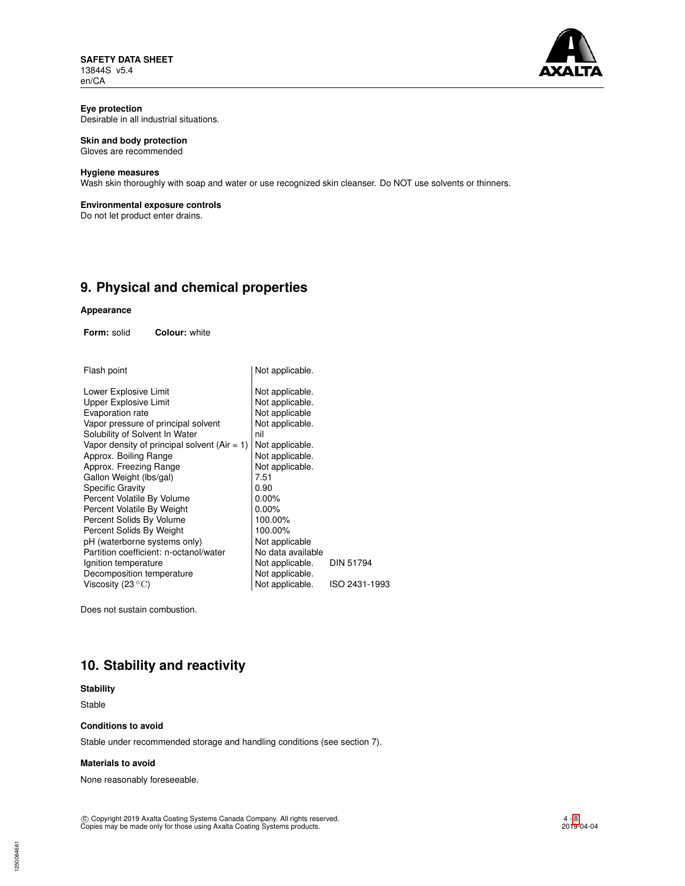**Eye protection**
Desirable in all industrial situations.

**Skin and body protection**
Gloves are recommended

**Hygiene measures**
Wash skin thoroughly with soap and water or use recognized skin cleanser. Do NOT use solvents or thinners.

**Environmental exposure controls**
Do not let product enter drains.

## 9. Physical and chemical properties

### Appearance

**Form:** solid **Colour:** white

| | | |
|---|---|---|
| Flash point | Not applicable. | |
| Lower Explosive Limit | Not applicable. | |
| Upper Explosive Limit | Not applicable. | |
| Evaporation rate | Not applicable | |
| Vapor pressure of principal solvent | Not applicable. | |
| Solubility of Solvent In Water | nil | |
| Vapor density of principal solvent (Air = 1) | Not applicable. | |
| Approx. Boiling Range | Not applicable. | |
| Approx. Freezing Range | Not applicable. | |
| Gallon Weight (lbs/gal) | 7.51 | |
| Specific Gravity | 0.90 | |
| Percent Volatile By Volume | 0.00% | |
| Percent Volatile By Weight | 0.00% | |
| Percent Solids By Volume | 100.00% | |
| Percent Solids By Weight | 100.00% | |
| pH (waterborne systems only) | Not applicable | |
| Partition coefficient: n-octanol/water | No data available | |
| Ignition temperature | Not applicable. | DIN 51794 |
| Decomposition temperature | Not applicable. | |
| Viscosity (23 °C) | Not applicable. | ISO 2431-1993 |

Does not sustain combustion.

## 10. Stability and reactivity

### Stability

Stable

### Conditions to avoid

Stable under recommended storage and handling conditions (see section 7).

### Materials to avoid

None reasonably foreseeable.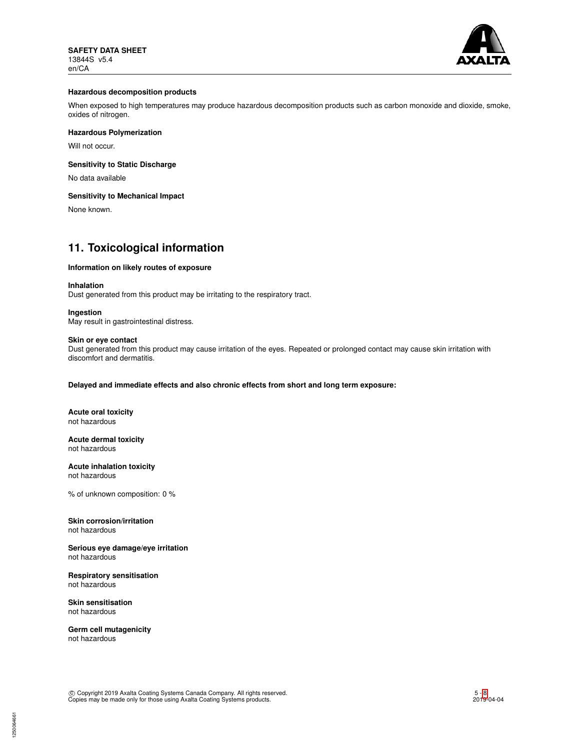**Hazardous decomposition products**

When exposed to high temperatures may produce hazardous decomposition products such as carbon monoxide and dioxide, smoke, oxides of nitrogen.

**Hazardous Polymerization**

Will not occur.

**Sensitivity to Static Discharge**

No data available

**Sensitivity to Mechanical Impact**

None known.

## 11. Toxicological information

**Information on likely routes of exposure**

**Inhalation**
Dust generated from this product may be irritating to the respiratory tract.

**Ingestion**
May result in gastrointestinal distress.

**Skin or eye contact**
Dust generated from this product may cause irritation of the eyes. Repeated or prolonged contact may cause skin irritation with discomfort and dermatitis.

**Delayed and immediate effects and also chronic effects from short and long term exposure:**

**Acute oral toxicity**
not hazardous

**Acute dermal toxicity**
not hazardous

**Acute inhalation toxicity**
not hazardous

% of unknown composition: 0 %

**Skin corrosion/irritation**
not hazardous

**Serious eye damage/eye irritation**
not hazardous

**Respiratory sensitisation**
not hazardous

**Skin sensitisation**
not hazardous

**Germ cell mutagenicity**
not hazardous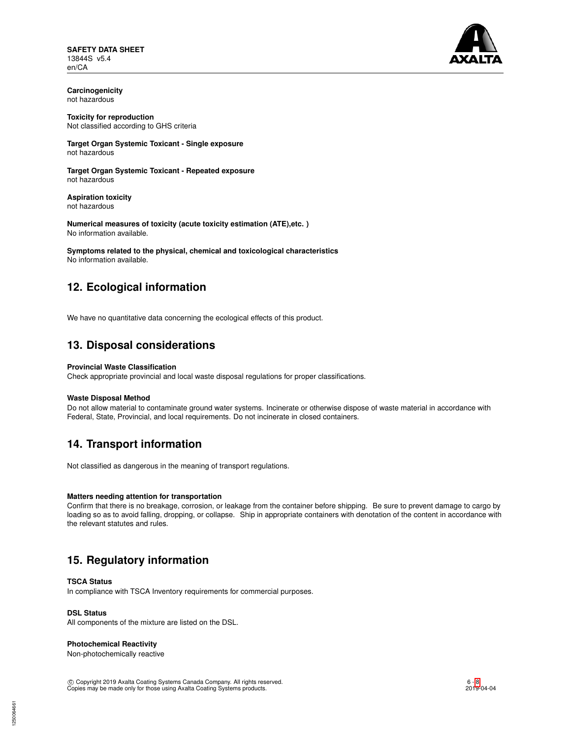**Carcinogenicity**
not hazardous

**Toxicity for reproduction**
Not classified according to GHS criteria

**Target Organ Systemic Toxicant - Single exposure**
not hazardous

**Target Organ Systemic Toxicant - Repeated exposure**
not hazardous

**Aspiration toxicity**
not hazardous

**Numerical measures of toxicity (acute toxicity estimation (ATE),etc. )**
No information available.

**Symptoms related to the physical, chemical and toxicological characteristics**
No information available.

## 12. Ecological information

We have no quantitative data concerning the ecological effects of this product.

## 13. Disposal considerations

**Provincial Waste Classification**
Check appropriate provincial and local waste disposal regulations for proper classifications.

**Waste Disposal Method**
Do not allow material to contaminate ground water systems. Incinerate or otherwise dispose of waste material in accordance with Federal, State, Provincial, and local requirements. Do not incinerate in closed containers.

## 14. Transport information

Not classified as dangerous in the meaning of transport regulations.

**Matters needing attention for transportation**
Confirm that there is no breakage, corrosion, or leakage from the container before shipping. Be sure to prevent damage to cargo by loading so as to avoid falling, dropping, or collapse. Ship in appropriate containers with denotation of the content in accordance with the relevant statutes and rules.

## 15. Regulatory information

**TSCA Status**
In compliance with TSCA Inventory requirements for commercial purposes.

**DSL Status**
All components of the mixture are listed on the DSL.

**Photochemical Reactivity**
Non-photochemically reactive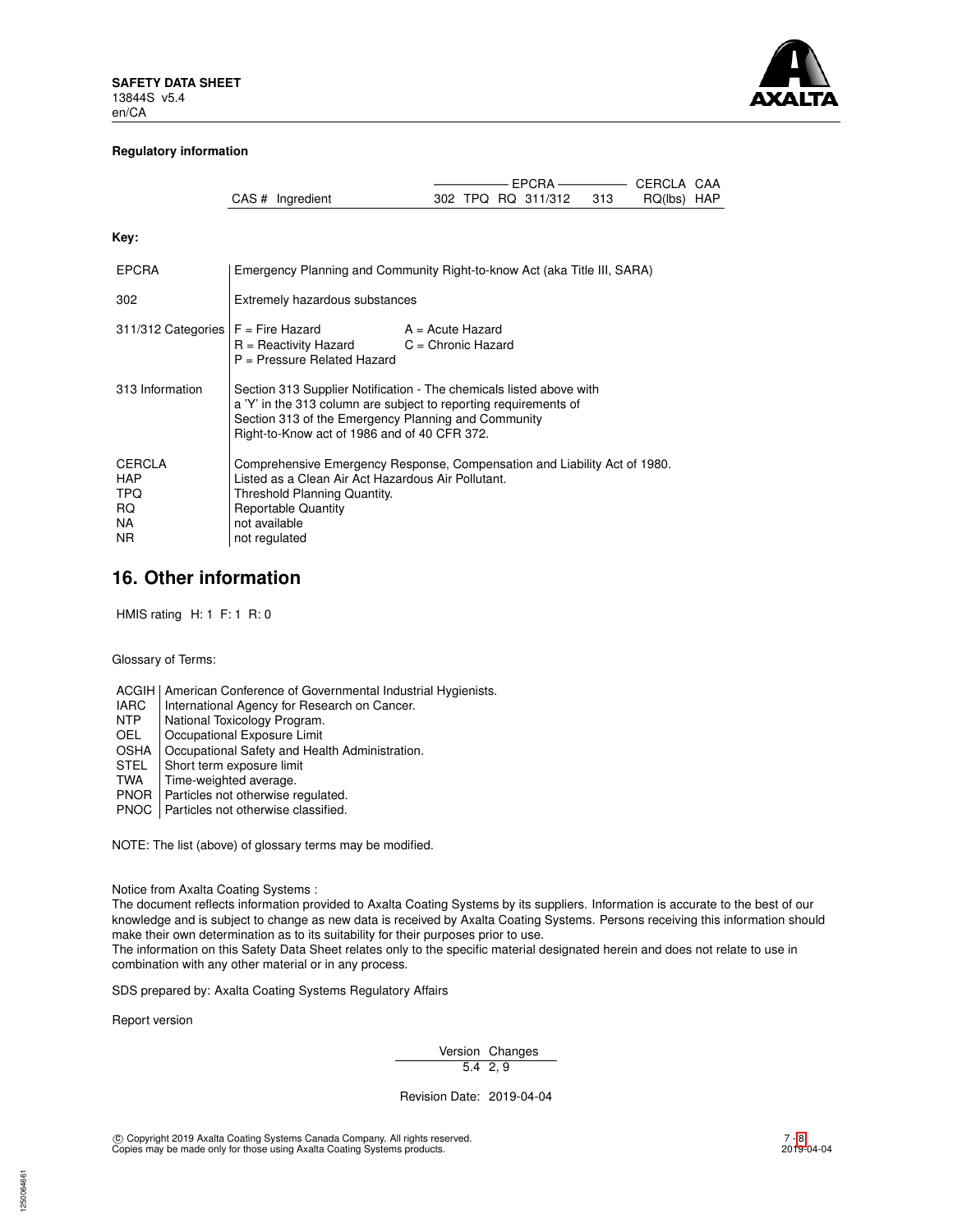**Regulatory information**

| | | EPCRA | | | | | CERCLA | CAA |
|---|---|---|---|---|---|---|---|---|
| CAS # | Ingredient | 302 | TPQ | RQ | 311/312 | 313 | RQ(lbs) | HAP |

**Key:**

| | |
|---|---|
| EPCRA | Emergency Planning and Community Right-to-know Act (aka Title III, SARA) |
| 302 | Extremely hazardous substances |
| 311/312 Categories | F = Fire Hazard A = Acute Hazard<br>R = Reactivity Hazard C = Chronic Hazard<br>P = Pressure Related Hazard |
| 313 Information | Section 313 Supplier Notification - The chemicals listed above with a 'Y' in the 313 column are subject to reporting requirements of Section 313 of the Emergency Planning and Community Right-to-Know act of 1986 and of 40 CFR 372. |
| CERCLA | Comprehensive Emergency Response, Compensation and Liability Act of 1980. |
| HAP | Listed as a Clean Air Act Hazardous Air Pollutant. |
| TPQ | Threshold Planning Quantity. |
| RQ | Reportable Quantity |
| NA | not available |
| NR | not regulated |

## 16. Other information

HMIS rating H: 1 F: 1 R: 0

Glossary of Terms:

| | |
|---|---|
| ACGIH | American Conference of Governmental Industrial Hygienists. |
| IARC | International Agency for Research on Cancer. |
| NTP | National Toxicology Program. |
| OEL | Occupational Exposure Limit |
| OSHA | Occupational Safety and Health Administration. |
| STEL | Short term exposure limit |
| TWA | Time-weighted average. |
| PNOR | Particles not otherwise regulated. |
| PNOC | Particles not otherwise classified. |

NOTE: The list (above) of glossary terms may be modified.

Notice from Axalta Coating Systems :
The document reflects information provided to Axalta Coating Systems by its suppliers. Information is accurate to the best of our knowledge and is subject to change as new data is received by Axalta Coating Systems. Persons receiving this information should make their own determination as to its suitability for their purposes prior to use.
The information on this Safety Data Sheet relates only to the specific material designated herein and does not relate to use in combination with any other material or in any process.

SDS prepared by: Axalta Coating Systems Regulatory Affairs

Report version

| Version | Changes |
|---|---|
| 5.4 | 2, 9 |

Revision Date: 2019-04-04

© Copyright 2019 Axalta Coating Systems Canada Company. All rights reserved.
Copies may be made only for those using Axalta Coating Systems products.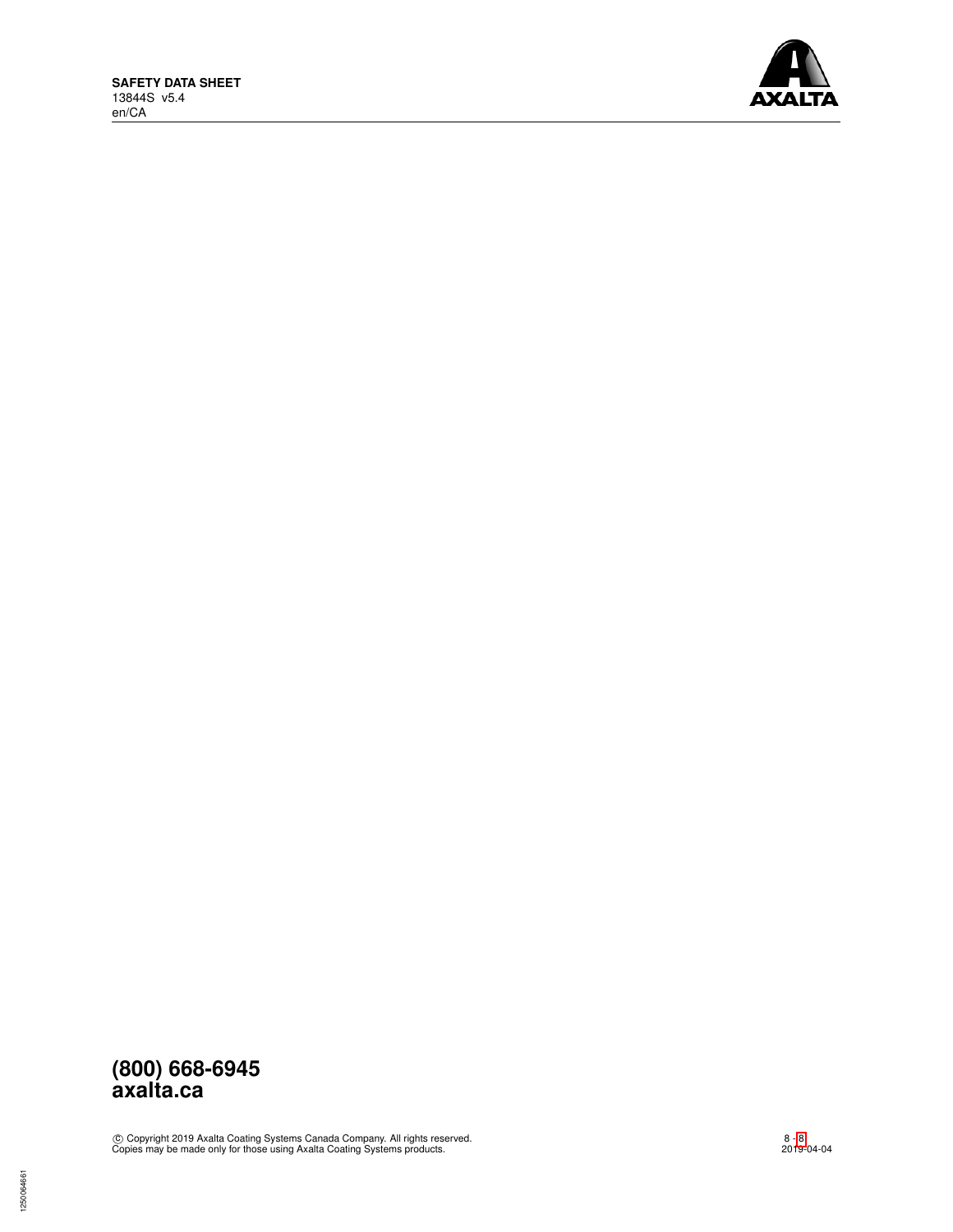**(800) 668-6945**
**axalta.ca**

© Copyright 2019 Axalta Coating Systems Canada Company. All rights reserved.
Copies may be made only for those using Axalta Coating Systems products.